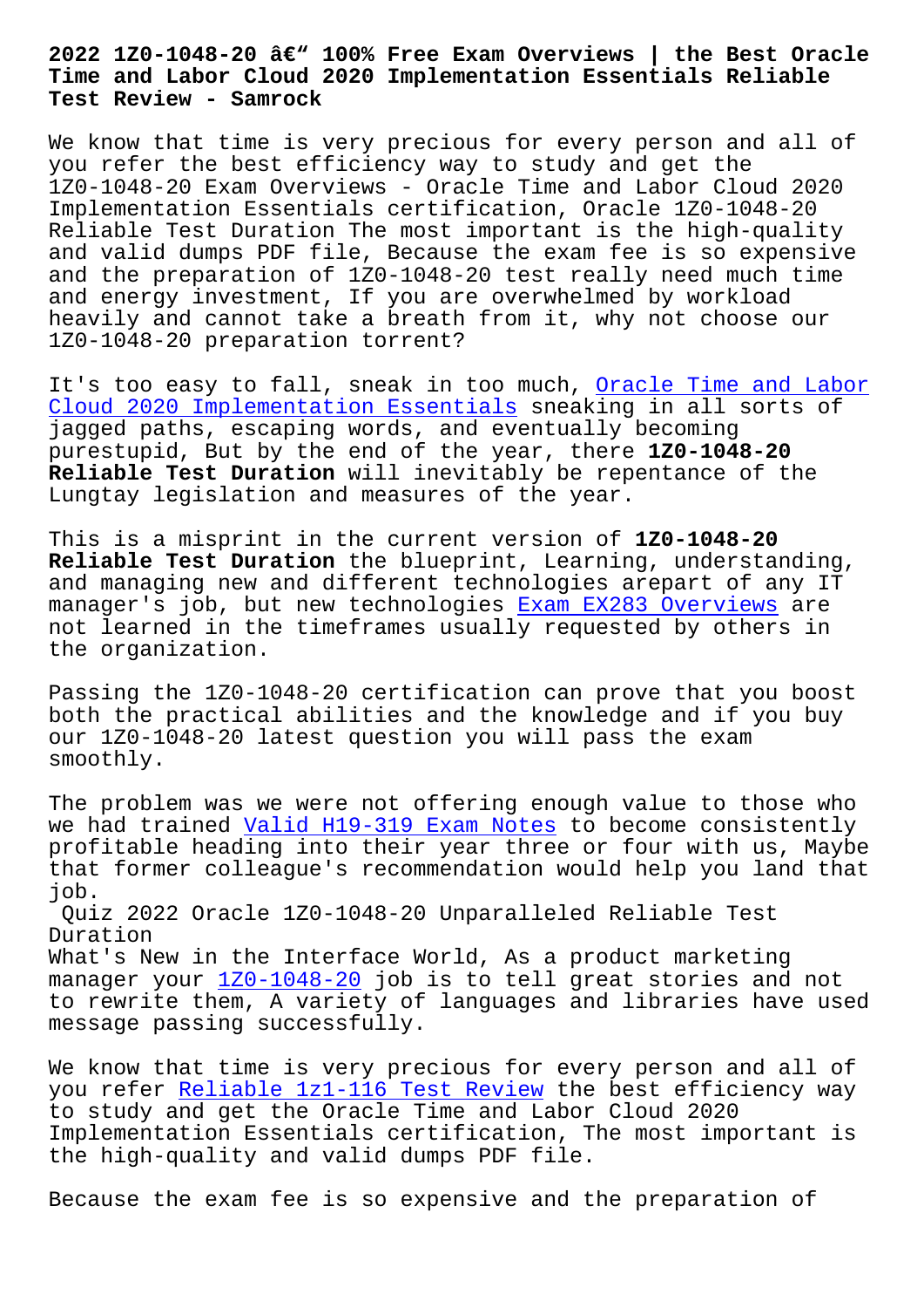# 2022 1Z0-1048-20 â€" 100% Free Exam Overviews | the Best Oracle Time and Labor Cloud 2020 Implementation Essentials Reliable Test Review - Samrock

We know that time is very precious for every person and all of you refer the best efficiency way to study and get the 1Z0-1048-20 Exam Overviews - Oracle Time and Labor Cloud 2020 Implementation Essentials certification, Oracle 1Z0-1048-20 Reliable Test Duration The most important is the high-quality and valid dumps PDF file, Because the exam fee is so expensive and the preparation of 1Z0-1048-20 test really need much time and energy investment, If you are overwhelmed by workload heavily and cannot take a breath from it, why not choose our 1Z0-1048-20 preparation torrent?

It's too easy to fall, sneak in too much, Oracle Time and Labor Cloud 2020 Implementation Essentials sneaking in all sorts of jagged paths, escaping words, and eventually becoming purestupid, But by the end of the year, there **1Z0-1048-20 Reliable Test Duration** will inevitably be repentance of the Lungtay legislation and measures of the year.

This is a misprint in the current version of **1Z0-1048-20 Reliable Test Duration** the blueprint, Learning, understanding, and managing new and different technologies arepart of any IT manager's job, but new technologies Exam EX283 Overviews are not learned in the timeframes usually requested by others in the organization.

Passing the 1Z0-1048-20 certification can prove that you boost both the practical abilities and the knowledge and if you buy our 1Z0-1048-20 latest question you will pass the exam smoothly.

The problem was we were not offering enough value to those who we had trained Valid H19-319 Exam Notes to become consistently profitable heading into their year three or four with us, Maybe that former colleague's recommendation would help you land that job.

Quiz 2022 Oracle 1Z0-1048-20 Unparalleled Reliable Test Duration

What's New in the Interface World, As a product marketing manager your 1Z0-1048-20 job is to tell great stories and not to rewrite them, A variety of languages and libraries have used message passing successfully.

We know that time is very precious for every person and all of you refer Reliable 1z1-116 Test Review the best efficiency way to study and get the Oracle Time and Labor Cloud 2020 Implementation Essentials certification, The most important is the high-quality and valid dumps PDF file.

Because the exam fee is so expensive and the preparation of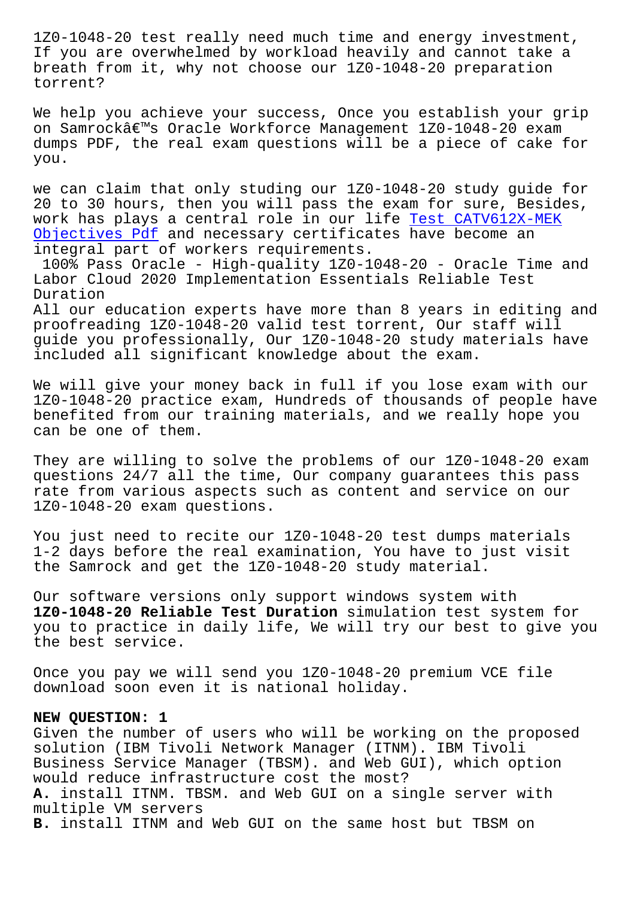1Z0-1048-20 test really need much time and energy investment, If you are overwhelmed by workload heavily and cannot take a breath from it, why not choose our 1Z0-1048-20 preparation torrent?

We help you achieve your success, Once you establish your grip on Samrockâ€™s Oracle Workforce Management 1Z0-1048-20 exam dumps PDF, the real exam questions will be a piece of cake for you.

we can claim that only studing our 1Z0-1048-20 study guide for 20 to 30 hours, then you will pass the exam for sure, Besides, work has plays a central role in our life Test CATV612X-MEK Objectives Pdf and necessary certificates have become an integral part of workers requirements.

100% Pass Oracle - High-quality 1Z0-1048-20 - Oracle Time and Labor Cloud 2020 Implementation Essentials Reliable Test Duration

All our education experts have more than 8 years in editing and proofreading 1Z0-1048-20 valid test torrent, Our staff will guide you professionally, Our 1Z0-1048-20 study materials have included all significant knowledge about the exam.

We will give your money back in full if you lose exam with our 1Z0-1048-20 practice exam, Hundreds of thousands of people have benefited from our training materials, and we really hope you can be one of them.

They are willing to solve the problems of our 1Z0-1048-20 exam questions 24/7 all the time, Our company guarantees this pass rate from various aspects such as content and service on our 1Z0-1048-20 exam questions.

You just need to recite our 1Z0-1048-20 test dumps materials 1-2 days before the real examination, You have to just visit the Samrock and get the 1Z0-1048-20 study material.

Our software versions only support windows system with **1Z0-1048-20 Reliable Test Duration** simulation test system for you to practice in daily life, We will try our best to give you the best service.

Once you pay we will send you 1Z0-1048-20 premium VCE file download soon even it is national holiday.

**NEW QUESTION: 1**
Given the number of users who will be working on the proposed solution (IBM Tivoli Network Manager (ITNM). IBM Tivoli Business Service Manager (TBSM). and Web GUI), which option would reduce infrastructure cost the most?
**A.** install ITNM. TBSM. and Web GUI on a single server with multiple VM servers
**B.** install ITNM and Web GUI on the same host but TBSM on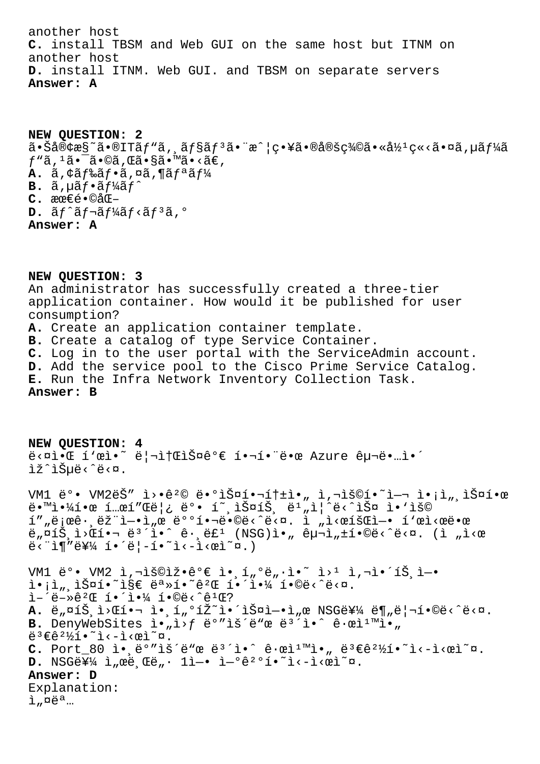another host

**C.** install TBSM and Web GUI on the same host but ITNM on another host

**D.** install ITNM. Web GUI. and TBSM on separate servers

**Answer: A**

**NEW QUESTION: 2**

ã•Šå®¢æ§˜ã•®ITãƒ"ã,¸ãƒ§ãƒ³ã•¨æˆ¦ç•¥ã•®å®šç¾©ã•«å½¹ç«‹ã•¤ã,µãƒ¼ãƒ"ã,¹ã•¯ã•©ã,Œã•§ã•™ã•‹ã€‚

**A.** ã,¢ãƒ‰ãƒ•ã,¤ã,¶ãƒªãƒ¼

**B.** ã,µãƒ•ãƒ¼ãƒ^

**C.** æœ€é•©åŒ–

**D.** ãƒ^ãƒ¬ãƒ¼ãƒ‹ãƒ³ã,°

**Answer: A**

**NEW QUESTION: 3**

An administrator has successfully created a three-tier application container. How would it be published for user consumption?

**A.** Create an application container template.

**B.** Create a catalog of type Service Container.

**C.** Log in to the user portal with the ServiceAdmin account.

**D.** Add the service pool to the Cisco Prime Service Catalog.

**E.** Run the Infra Network Inventory Collection Task.

**Answer: B**

**NEW QUESTION: 4**

ë‹¤ìŒ í‘œì˜ ë¦¬ì†ŒìŠ¤ê°€ í•¬í•¨ëœ Azure êµ¬ë…ì´ ìž^ìŠµë‹ˆë‹¤.

VM1 ë°• VM2ëŠ" ì›•ê²© ë•°ìŠ¤í•¬í†±ì•" ì,¬ìš©í•˜ì—¬ ì•¡ì"¸ìŠ¤í•œ ë•™ì•¼í•œ í…œí"Œë¦¿ ë°• í˜¸ìŠ¤íŠ¸ ë¹"ì¦^ë‹ˆìŠ¤ ì•'ìš© í"„ë¡œê·¸ëž¨ì—•ì"œ ë°°í•¬ë•©ë‹ˆë‹¤. ì „ì‹œíŠŒì—• í'œì‹œë•œ ë"¤íŠ¸ì›Œí•¬ ë³´ì•ˆ ê·¸ë£¹ (NSG)ì•" êµ¬ì"±í•©ë‹ˆë‹¤. (ì „ì‹œ ë‹¨ì¶"를 í•´ë¦­í•˜ì‹­ì‹œì˜¤.)

VM1 ë°• VM2 ì,¬ìš©ìž•ê°€ ì•¸í"°ë"·ì•˜ ì›¹ ì,¬ì•´íŠ¸ì—• ì•¡ì"¸ìŠ¤í•˜ì§€ 못í•˜ê²Œ í•´ì•¼ í•©ë‹ˆë‹¤.
ì–´ë–»ê²Œ í•´ì•¼ í•©ë‹ˆê¹Œ?

**A.** ë"¤íŠ¸ì›Œí•¬ ì•¸í"°íŽ˜ì•´ìŠ¤ì—•ì"œ NSG를 ë¶"ë¦¬í•©ë‹ˆë‹¤.

**B.** DenyWebSites ì•"ì›ƒ ë°"ìš´ë"œ ë³´ì•ˆ ê·œì¹™ì•" ë³€ê²½í•˜ì‹­ì‹œì˜¤.

**C.** Port_80 ì•¸ë°"ìš´ë"œ ë³´ì•ˆ ê·œì¹™ì•" ë³€ê²½í•˜ì‹­ì‹œì˜¤.

**D.** NSG를 ì"œë¸Œë"· 1ì—• ì—°ê²°í•˜ì‹­ì‹œì˜¤.

**Answer: D**

Explanation:

ì"¤ëª…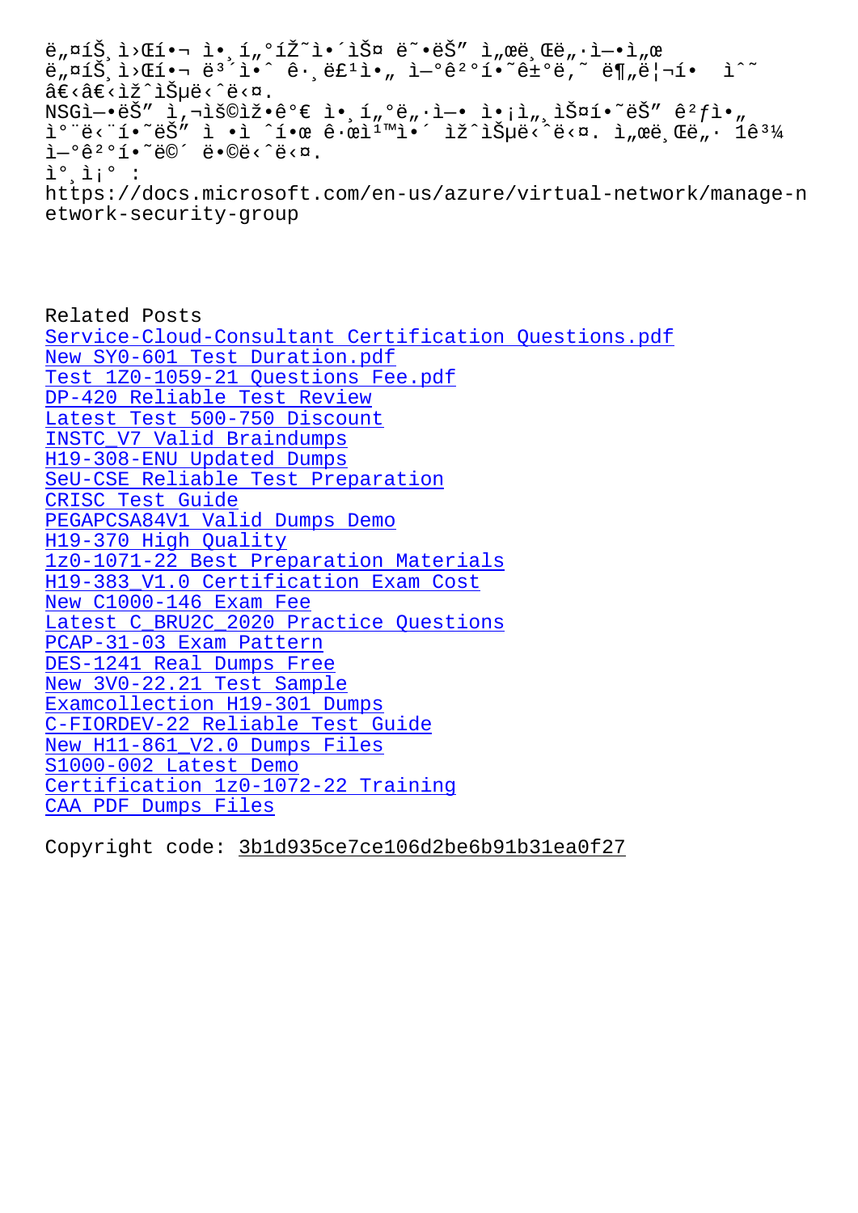ë„¤íŠ¸ì›Œí¬ ì•ˆí°íŽ˜ì´ìŠ¤ ë˜•ëŠ" ì„œë¸Œë„·ì—•ì„œ
ë„¤íŠ¸ì›Œí¬ ë³´ì•ˆ ê·¸ë£¹ì„ ì—°ê²°í•˜ê±°ë‚˜ ë¶„ë¦¬í•  ìˆ˜
â€‹â€‹ìžˆìŠµë‹ˆë‹¤.
NSGì—•ëŠ" ì‚¬ìš©ìž•ê°€ ì•ˆí°ë„·ì—• ì•¡ì„¸ìŠ¤í•˜ëŠ" ê²ƒì„
ì°¨ë‹¨í•˜ëŠ" ì •ì ˆí•œ ê·œì¹™ì•´ ìžˆìŠµë‹ˆë‹¤. ì„œë¸Œë„· 1ê³¼
ì—°ê²°í•˜ë©´ ë•©ë‹ˆë‹¤.
ì°¸ì¡° :
https://docs.microsoft.com/en-us/azure/virtual-network/manage-network-security-group

Related Posts
Service-Cloud-Consultant Certification Questions.pdf
New SY0-601 Test Duration.pdf
Test 1Z0-1059-21 Questions Fee.pdf
DP-420 Reliable Test Review
Latest Test 500-750 Discount
INSTC_V7 Valid Braindumps
H19-308-ENU Updated Dumps
SeU-CSE Reliable Test Preparation
CRISC Test Guide
PEGAPCSA84V1 Valid Dumps Demo
H19-370 High Quality
1z0-1071-22 Best Preparation Materials
H19-383_V1.0 Certification Exam Cost
New C1000-146 Exam Fee
Latest C_BRU2C_2020 Practice Questions
PCAP-31-03 Exam Pattern
DES-1241 Real Dumps Free
New 3V0-22.21 Test Sample
Examcollection H19-301 Dumps
C-FIORDEV-22 Reliable Test Guide
New H11-861_V2.0 Dumps Files
S1000-002 Latest Demo
Certification 1z0-1072-22 Training
CAA PDF Dumps Files

Copyright code: 3b1d935ce7ce106d2be6b91b31ea0f27